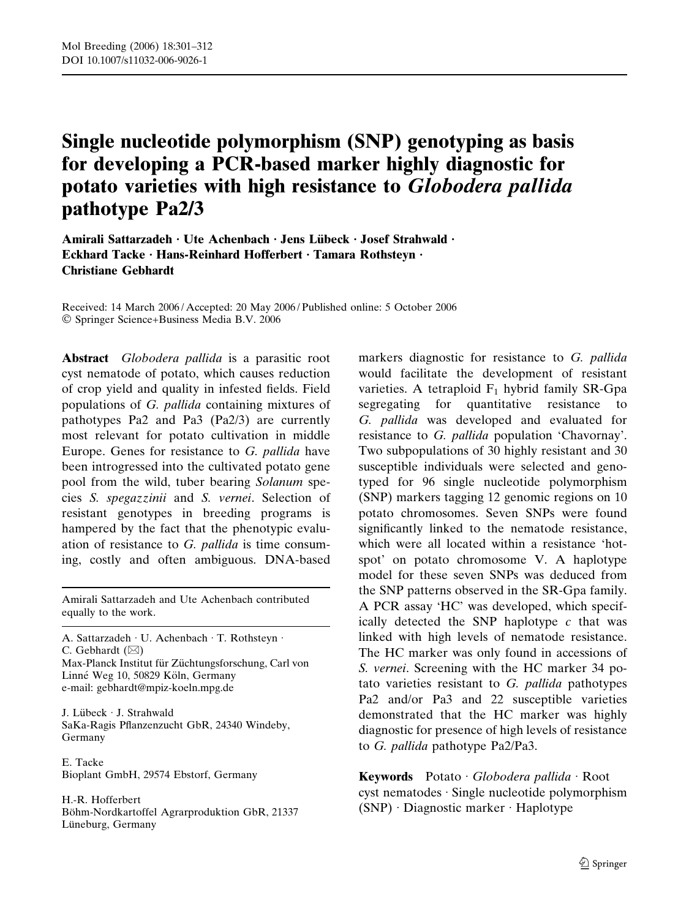Mol Breeding (2006) 18:301–312
DOI 10.1007/s11032-006-9026-1

# Single nucleotide polymorphism (SNP) genotyping as basis for developing a PCR-based marker highly diagnostic for potato varieties with high resistance to *Globodera pallida* pathotype Pa2/3

**Amirali Sattarzadeh · Ute Achenbach · Jens Lübeck · Josef Strahwald · Eckhard Tacke · Hans-Reinhard Hofferbert · Tamara Rothsteyn · Christiane Gebhardt**

Received: 14 March 2006 / Accepted: 20 May 2006 / Published online: 5 October 2006
© Springer Science+Business Media B.V. 2006

**Abstract** *Globodera pallida* is a parasitic root cyst nematode of potato, which causes reduction of crop yield and quality in infested fields. Field populations of *G. pallida* containing mixtures of pathotypes Pa2 and Pa3 (Pa2/3) are currently most relevant for potato cultivation in middle Europe. Genes for resistance to *G. pallida* have been introgressed into the cultivated potato gene pool from the wild, tuber bearing *Solanum* species *S. spegazzinii* and *S. vernei*. Selection of resistant genotypes in breeding programs is hampered by the fact that the phenotypic evaluation of resistance to *G. pallida* is time consuming, costly and often ambiguous. DNA-based markers diagnostic for resistance to *G. pallida* would facilitate the development of resistant varieties. A tetraploid $F_1$ hybrid family SR-Gpa segregating for quantitative resistance to *G. pallida* was developed and evaluated for resistance to *G. pallida* population 'Chavornay'. Two subpopulations of 30 highly resistant and 30 susceptible individuals were selected and genotyped for 96 single nucleotide polymorphism (SNP) markers tagging 12 genomic regions on 10 potato chromosomes. Seven SNPs were found significantly linked to the nematode resistance, which were all located within a resistance 'hot-spot' on potato chromosome V. A haplotype model for these seven SNPs was deduced from the SNP patterns observed in the SR-Gpa family. A PCR assay 'HC' was developed, which specifically detected the SNP haplotype *c* that was linked with high levels of nematode resistance. The HC marker was only found in accessions of *S. vernei*. Screening with the HC marker 34 potato varieties resistant to *G. pallida* pathotypes Pa2 and/or Pa3 and 22 susceptible varieties demonstrated that the HC marker was highly diagnostic for presence of high levels of resistance to *G. pallida* pathotype Pa2/Pa3.

**Keywords** Potato · *Globodera pallida* · Root cyst nematodes · Single nucleotide polymorphism (SNP) · Diagnostic marker · Haplotype

---

Amirali Sattarzadeh and Ute Achenbach contributed equally to the work.

A. Sattarzadeh · U. Achenbach · T. Rothsteyn · C. Gebhardt (✉)
Max-Planck Institut für Züchtungsforschung, Carl von Linné Weg 10, 50829 Köln, Germany
e-mail: gebhardt@mpiz-koeln.mpg.de

J. Lübeck · J. Strahwald
SaKa-Ragis Pflanzenzucht GbR, 24340 Windeby, Germany

E. Tacke
Bioplant GmbH, 29574 Ebstorf, Germany

H.-R. Hofferbert
Böhm-Nordkartoffel Agrarproduktion GbR, 21337 Lüneburg, Germany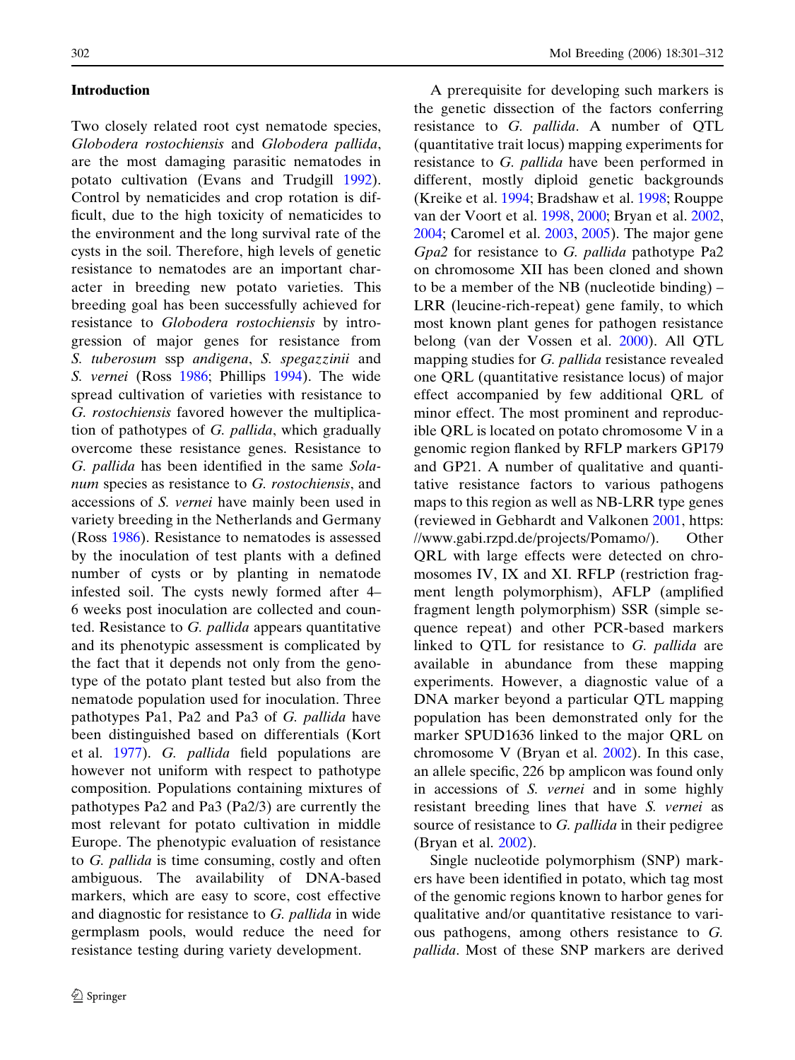## Introduction

Two closely related root cyst nematode species, *Globodera rostochiensis* and *Globodera pallida*, are the most damaging parasitic nematodes in potato cultivation (Evans and Trudgill 1992). Control by nematicides and crop rotation is difficult, due to the high toxicity of nematicides to the environment and the long survival rate of the cysts in the soil. Therefore, high levels of genetic resistance to nematodes are an important character in breeding new potato varieties. This breeding goal has been successfully achieved for resistance to *Globodera rostochiensis* by introgression of major genes for resistance from *S. tuberosum* ssp *andigena*, *S. spegazzinii* and *S. vernei* (Ross 1986; Phillips 1994). The wide spread cultivation of varieties with resistance to *G. rostochiensis* favored however the multiplication of pathotypes of *G. pallida*, which gradually overcome these resistance genes. Resistance to *G. pallida* has been identified in the same *Solanum* species as resistance to *G. rostochiensis*, and accessions of *S. vernei* have mainly been used in variety breeding in the Netherlands and Germany (Ross 1986). Resistance to nematodes is assessed by the inoculation of test plants with a defined number of cysts or by planting in nematode infested soil. The cysts newly formed after 4–6 weeks post inoculation are collected and counted. Resistance to *G. pallida* appears quantitative and its phenotypic assessment is complicated by the fact that it depends not only from the genotype of the potato plant tested but also from the nematode population used for inoculation. Three pathotypes Pa1, Pa2 and Pa3 of *G. pallida* have been distinguished based on differentials (Kort et al. 1977). *G. pallida* field populations are however not uniform with respect to pathotype composition. Populations containing mixtures of pathotypes Pa2 and Pa3 (Pa2/3) are currently the most relevant for potato cultivation in middle Europe. The phenotypic evaluation of resistance to *G. pallida* is time consuming, costly and often ambiguous. The availability of DNA-based markers, which are easy to score, cost effective and diagnostic for resistance to *G. pallida* in wide germplasm pools, would reduce the need for resistance testing during variety development.

A prerequisite for developing such markers is the genetic dissection of the factors conferring resistance to *G. pallida*. A number of QTL (quantitative trait locus) mapping experiments for resistance to *G. pallida* have been performed in different, mostly diploid genetic backgrounds (Kreike et al. 1994; Bradshaw et al. 1998; Rouppe van der Voort et al. 1998, 2000; Bryan et al. 2002, 2004; Caromel et al. 2003, 2005). The major gene *Gpa2* for resistance to *G. pallida* pathotype Pa2 on chromosome XII has been cloned and shown to be a member of the NB (nucleotide binding) – LRR (leucine-rich-repeat) gene family, to which most known plant genes for pathogen resistance belong (van der Vossen et al. 2000). All QTL mapping studies for *G. pallida* resistance revealed one QRL (quantitative resistance locus) of major effect accompanied by few additional QRL of minor effect. The most prominent and reproducible QRL is located on potato chromosome V in a genomic region flanked by RFLP markers GP179 and GP21. A number of qualitative and quantitative resistance factors to various pathogens maps to this region as well as NB-LRR type genes (reviewed in Gebhardt and Valkonen 2001, https://www.gabi.rzpd.de/projects/Pomamo/). Other QRL with large effects were detected on chromosomes IV, IX and XI. RFLP (restriction fragment length polymorphism), AFLP (amplified fragment length polymorphism) SSR (simple sequence repeat) and other PCR-based markers linked to QTL for resistance to *G. pallida* are available in abundance from these mapping experiments. However, a diagnostic value of a DNA marker beyond a particular QTL mapping population has been demonstrated only for the marker SPUD1636 linked to the major QRL on chromosome V (Bryan et al. 2002). In this case, an allele specific, 226 bp amplicon was found only in accessions of *S. vernei* and in some highly resistant breeding lines that have *S. vernei* as source of resistance to *G. pallida* in their pedigree (Bryan et al. 2002).

Single nucleotide polymorphism (SNP) markers have been identified in potato, which tag most of the genomic regions known to harbor genes for qualitative and/or quantitative resistance to various pathogens, among others resistance to *G. pallida*. Most of these SNP markers are derived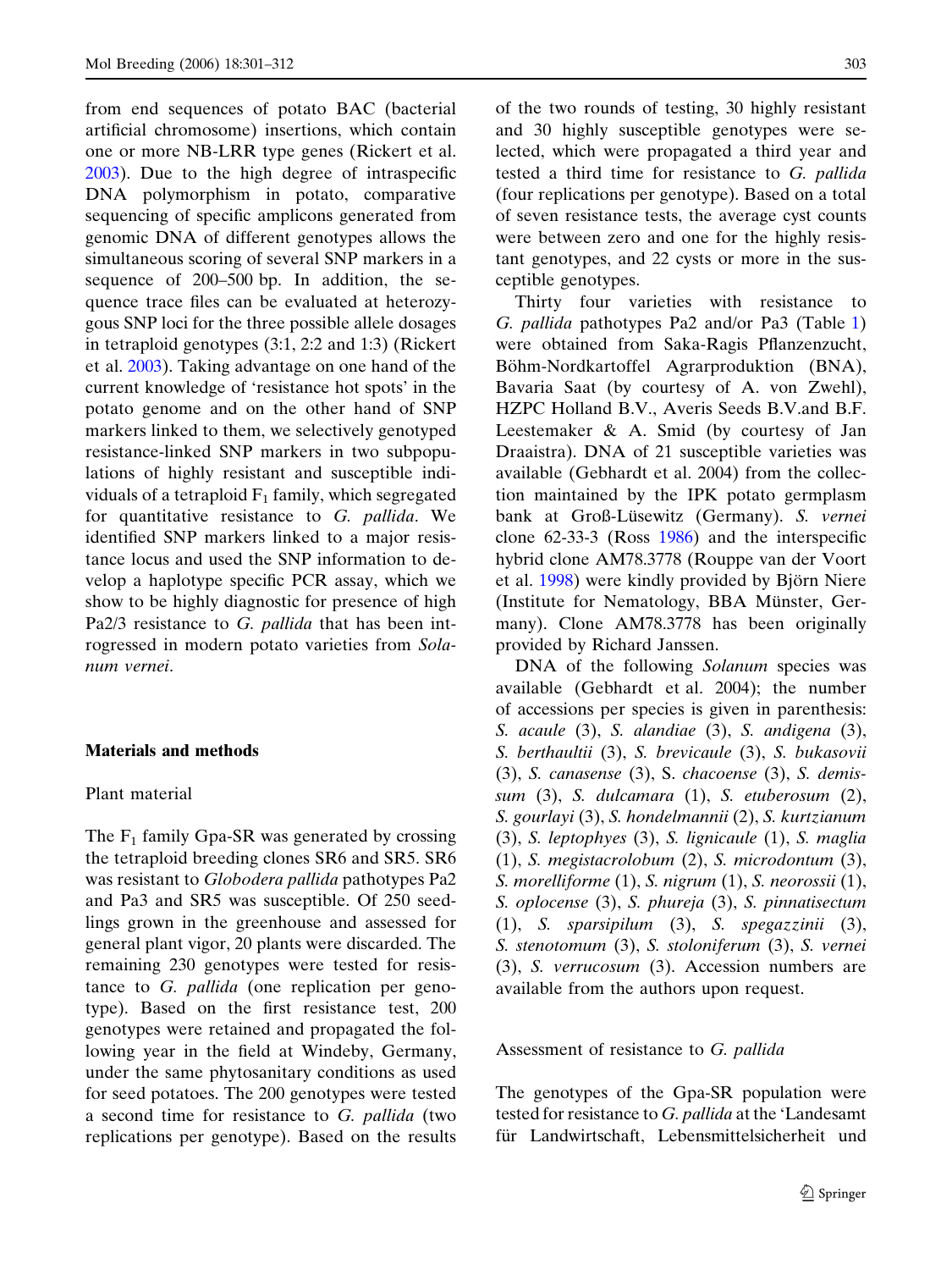from end sequences of potato BAC (bacterial artificial chromosome) insertions, which contain one or more NB-LRR type genes (Rickert et al. 2003). Due to the high degree of intraspecific DNA polymorphism in potato, comparative sequencing of specific amplicons generated from genomic DNA of different genotypes allows the simultaneous scoring of several SNP markers in a sequence of 200–500 bp. In addition, the sequence trace files can be evaluated at heterozygous SNP loci for the three possible allele dosages in tetraploid genotypes (3:1, 2:2 and 1:3) (Rickert et al. 2003). Taking advantage on one hand of the current knowledge of 'resistance hot spots' in the potato genome and on the other hand of SNP markers linked to them, we selectively genotyped resistance-linked SNP markers in two subpopulations of highly resistant and susceptible individuals of a tetraploid $F_1$ family, which segregated for quantitative resistance to *G. pallida*. We identified SNP markers linked to a major resistance locus and used the SNP information to develop a haplotype specific PCR assay, which we show to be highly diagnostic for presence of high Pa2/3 resistance to *G. pallida* that has been introgressed in modern potato varieties from *Solanum vernei*.

## Materials and methods

### Plant material

The $F_1$ family Gpa-SR was generated by crossing the tetraploid breeding clones SR6 and SR5. SR6 was resistant to *Globodera pallida* pathotypes Pa2 and Pa3 and SR5 was susceptible. Of 250 seedlings grown in the greenhouse and assessed for general plant vigor, 20 plants were discarded. The remaining 230 genotypes were tested for resistance to *G. pallida* (one replication per genotype). Based on the first resistance test, 200 genotypes were retained and propagated the following year in the field at Windeby, Germany, under the same phytosanitary conditions as used for seed potatoes. The 200 genotypes were tested a second time for resistance to *G. pallida* (two replications per genotype). Based on the results of the two rounds of testing, 30 highly resistant and 30 highly susceptible genotypes were selected, which were propagated a third year and tested a third time for resistance to *G. pallida* (four replications per genotype). Based on a total of seven resistance tests, the average cyst counts were between zero and one for the highly resistant genotypes, and 22 cysts or more in the susceptible genotypes.

Thirty four varieties with resistance to *G. pallida* pathotypes Pa2 and/or Pa3 (Table 1) were obtained from Saka-Ragis Pflanzenzucht, Böhm-Nordkartoffel Agrarproduktion (BNA), Bavaria Saat (by courtesy of A. von Zwehl), HZPC Holland B.V., Averis Seeds B.V.and B.F. Leestemaker & A. Smid (by courtesy of Jan Draaistra). DNA of 21 susceptible varieties was available (Gebhardt et al. 2004) from the collection maintained by the IPK potato germplasm bank at Groß-Lüsewitz (Germany). *S. vernei* clone 62-33-3 (Ross 1986) and the interspecific hybrid clone AM78.3778 (Rouppe van der Voort et al. 1998) were kindly provided by Björn Niere (Institute for Nematology, BBA Münster, Germany). Clone AM78.3778 has been originally provided by Richard Janssen.

DNA of the following *Solanum* species was available (Gebhardt et al. 2004); the number of accessions per species is given in parenthesis: *S. acaule* (3), *S. alandiae* (3), *S. andigena* (3), *S. berthaultii* (3), *S. brevicaule* (3), *S. bukasovii* (3), *S. canasense* (3), S. *chacoense* (3), *S. demissum* (3), *S. dulcamara* (1), *S. etuberosum* (2), *S. gourlayi* (3), *S. hondelmannii* (2), *S. kurtzianum* (3), *S. leptophyes* (3), *S. lignicaule* (1), *S. maglia* (1), *S. megistacrolobum* (2), *S. microdontum* (3), *S. morelliforme* (1), *S. nigrum* (1), *S. neorossii* (1), *S. oplocense* (3), *S. phureja* (3), *S. pinnatisectum* (1), *S. sparsipilum* (3), *S. spegazzinii* (3), *S. stenotomum* (3), *S. stoloniferum* (3), *S. vernei* (3), *S. verrucosum* (3). Accession numbers are available from the authors upon request.

### Assessment of resistance to *G. pallida*

The genotypes of the Gpa-SR population were tested for resistance to *G. pallida* at the 'Landesamt für Landwirtschaft, Lebensmittelsicherheit und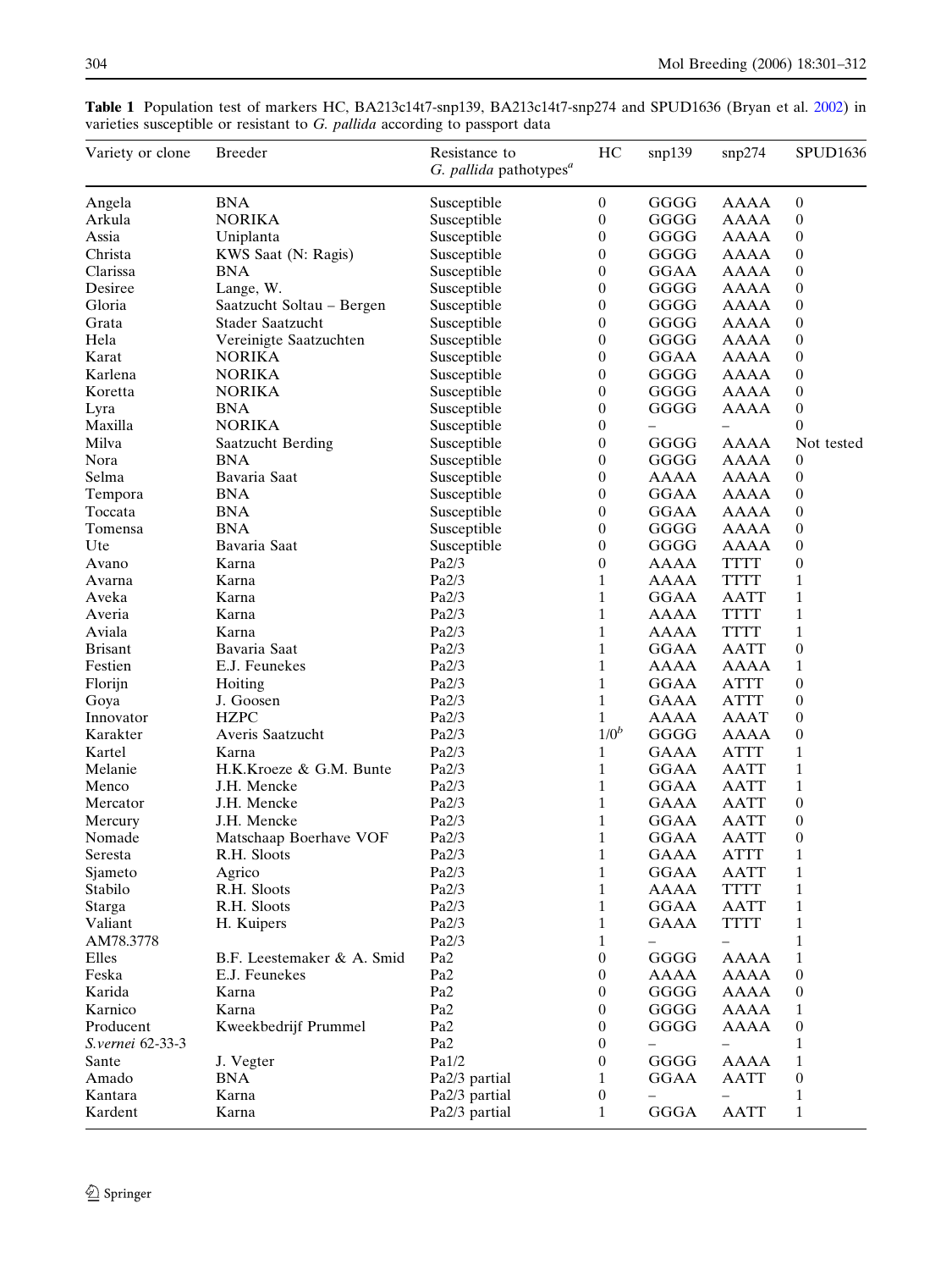**Table 1** Population test of markers HC, BA213c14t7-snp139, BA213c14t7-snp274 and SPUD1636 (Bryan et al. 2002) in varieties susceptible or resistant to *G. pallida* according to passport data

| Variety or clone | Breeder | Resistance to *G. pallida* pathotypes[a] | HC | snp139 | snp274 | SPUD1636 |
|---|---|---|---|---|---|---|
| Angela | BNA | Susceptible | 0 | GGGG | AAAA | 0 |
| Arkula | NORIKA | Susceptible | 0 | GGGG | AAAA | 0 |
| Assia | Uniplanta | Susceptible | 0 | GGGG | AAAA | 0 |
| Christa | KWS Saat (N: Ragis) | Susceptible | 0 | GGGG | AAAA | 0 |
| Clarissa | BNA | Susceptible | 0 | GGAA | AAAA | 0 |
| Desiree | Lange, W. | Susceptible | 0 | GGGG | AAAA | 0 |
| Gloria | Saatzucht Soltau – Bergen | Susceptible | 0 | GGGG | AAAA | 0 |
| Grata | Stader Saatzucht | Susceptible | 0 | GGGG | AAAA | 0 |
| Hela | Vereinigte Saatzuchten | Susceptible | 0 | GGGG | AAAA | 0 |
| Karat | NORIKA | Susceptible | 0 | GGAA | AAAA | 0 |
| Karlena | NORIKA | Susceptible | 0 | GGGG | AAAA | 0 |
| Koretta | NORIKA | Susceptible | 0 | GGGG | AAAA | 0 |
| Lyra | BNA | Susceptible | 0 | GGGG | AAAA | 0 |
| Maxilla | NORIKA | Susceptible | 0 | – | – | 0 |
| Milva | Saatzucht Berding | Susceptible | 0 | GGGG | AAAA | Not tested |
| Nora | BNA | Susceptible | 0 | GGGG | AAAA | 0 |
| Selma | Bavaria Saat | Susceptible | 0 | AAAA | AAAA | 0 |
| Tempora | BNA | Susceptible | 0 | GGAA | AAAA | 0 |
| Toccata | BNA | Susceptible | 0 | GGAA | AAAA | 0 |
| Tomensa | BNA | Susceptible | 0 | GGGG | AAAA | 0 |
| Ute | Bavaria Saat | Susceptible | 0 | GGGG | AAAA | 0 |
| Avano | Karna | Pa2/3 | 0 | AAAA | TTTT | 0 |
| Avarna | Karna | Pa2/3 | 1 | AAAA | TTTT | 1 |
| Aveka | Karna | Pa2/3 | 1 | GGAA | AATT | 1 |
| Averia | Karna | Pa2/3 | 1 | AAAA | TTTT | 1 |
| Aviala | Karna | Pa2/3 | 1 | AAAA | TTTT | 1 |
| Brisant | Bavaria Saat | Pa2/3 | 1 | GGAA | AATT | 0 |
| Festien | E.J. Feunekes | Pa2/3 | 1 | AAAA | AAAA | 1 |
| Florijn | Hoiting | Pa2/3 | 1 | GGAA | ATTT | 0 |
| Goya | J. Goosen | Pa2/3 | 1 | GAAA | ATTT | 0 |
| Innovator | HZPC | Pa2/3 | 1 | AAAA | AAAT | 0 |
| Karakter | Averis Saatzucht | Pa2/3 | 1/0[b] | GGGG | AAAA | 0 |
| Kartel | Karna | Pa2/3 | 1 | GAAA | ATTT | 1 |
| Melanie | H.K.Kroeze & G.M. Bunte | Pa2/3 | 1 | GGAA | AATT | 1 |
| Menco | J.H. Mencke | Pa2/3 | 1 | GGAA | AATT | 1 |
| Mercator | J.H. Mencke | Pa2/3 | 1 | GAAA | AATT | 0 |
| Mercury | J.H. Mencke | Pa2/3 | 1 | GGAA | AATT | 0 |
| Nomade | Matschaap Boerhave VOF | Pa2/3 | 1 | GGAA | AATT | 0 |
| Seresta | R.H. Sloots | Pa2/3 | 1 | GAAA | ATTT | 1 |
| Sjameto | Agrico | Pa2/3 | 1 | GGAA | AATT | 1 |
| Stabilo | R.H. Sloots | Pa2/3 | 1 | AAAA | TTTT | 1 |
| Starga | R.H. Sloots | Pa2/3 | 1 | GGAA | AATT | 1 |
| Valiant | H. Kuipers | Pa2/3 | 1 | GAAA | TTTT | 1 |
| AM78.3778 | | Pa2/3 | 1 | – | – | 1 |
| Elles | B.F. Leestemaker & A. Smid | Pa2 | 0 | GGGG | AAAA | 1 |
| Feska | E.J. Feunekes | Pa2 | 0 | AAAA | AAAA | 0 |
| Karida | Karna | Pa2 | 0 | GGGG | AAAA | 0 |
| Karnico | Karna | Pa2 | 0 | GGGG | AAAA | 1 |
| Producent | Kweekbedrijf Prummel | Pa2 | 0 | GGGG | AAAA | 0 |
| *S.vernei* 62-33-3 | | Pa2 | 0 | – | – | 1 |
| Sante | J. Vegter | Pa1/2 | 0 | GGGG | AAAA | 1 |
| Amado | BNA | Pa2/3 partial | 1 | GGAA | AATT | 0 |
| Kantara | Karna | Pa2/3 partial | 0 | – | – | 1 |
| Kardent | Karna | Pa2/3 partial | 1 | GGGA | AATT | 1 |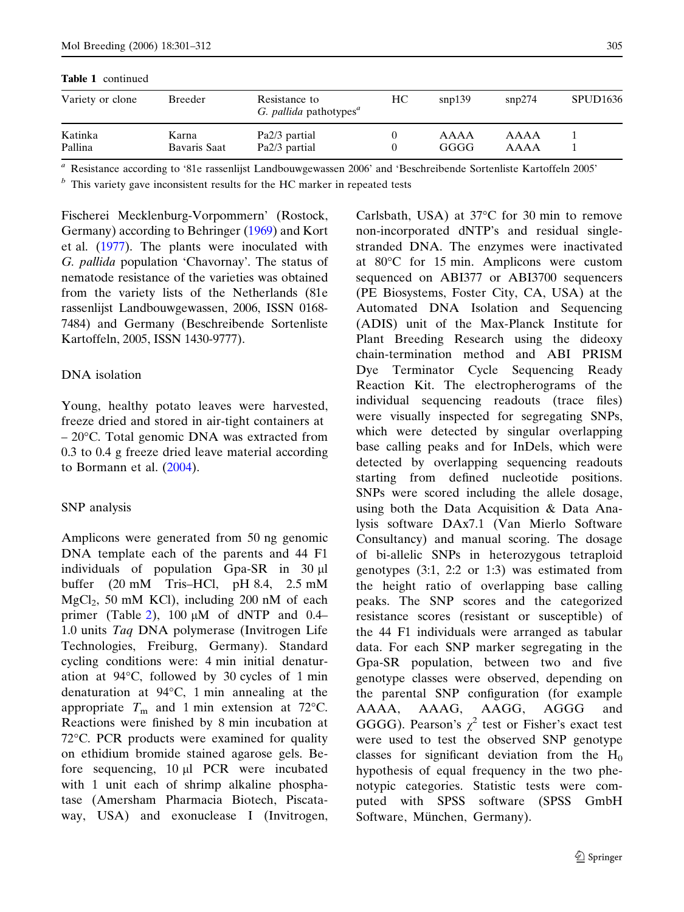**Table 1** continued

| Variety or clone | Breeder | Resistance to *G. pallida* pathotypes[a] | HC | snp139 | snp274 | SPUD1636 |
|---|---|---|---|---|---|---|
| Katinka | Karna | Pa2/3 partial | 0 | AAAA | AAAA | 1 |
| Pallina | Bavaris Saat | Pa2/3 partial | 0 | GGGG | AAAA | 1 |

[a] Resistance according to '81e rassenlijst Landbouwgewassen 2006' and 'Beschreibende Sortenliste Kartoffeln 2005'

[b] This variety gave inconsistent results for the HC marker in repeated tests

Fischerei Mecklenburg-Vorpommern' (Rostock, Germany) according to Behringer (1969) and Kort et al. (1977). The plants were inoculated with *G. pallida* population 'Chavornay'. The status of nematode resistance of the varieties was obtained from the variety lists of the Netherlands (81e rassenlijst Landbouwgewassen, 2006, ISSN 0168-7484) and Germany (Beschreibende Sortenliste Kartoffeln, 2005, ISSN 1430-9777).

## DNA isolation

Young, healthy potato leaves were harvested, freeze dried and stored in air-tight containers at – 20°C. Total genomic DNA was extracted from 0.3 to 0.4 g freeze dried leave material according to Bormann et al. (2004).

## SNP analysis

Amplicons were generated from 50 ng genomic DNA template each of the parents and 44 F1 individuals of population Gpa-SR in 30 µl buffer (20 mM Tris–HCl, pH 8.4, 2.5 mM $MgCl_2$, 50 mM KCl), including 200 nM of each primer (Table 2), 100 µM of dNTP and 0.4–1.0 units *Taq* DNA polymerase (Invitrogen Life Technologies, Freiburg, Germany). Standard cycling conditions were: 4 min initial denaturation at 94°C, followed by 30 cycles of 1 min denaturation at 94°C, 1 min annealing at the appropriate $T_m$ and 1 min extension at 72°C. Reactions were finished by 8 min incubation at 72°C. PCR products were examined for quality on ethidium bromide stained agarose gels. Before sequencing, 10 µl PCR were incubated with 1 unit each of shrimp alkaline phosphatase (Amersham Pharmacia Biotech, Piscataway, USA) and exonuclease I (Invitrogen, Carlsbath, USA) at 37°C for 30 min to remove non-incorporated dNTP's and residual single-stranded DNA. The enzymes were inactivated at 80°C for 15 min. Amplicons were custom sequenced on ABI377 or ABI3700 sequencers (PE Biosystems, Foster City, CA, USA) at the Automated DNA Isolation and Sequencing (ADIS) unit of the Max-Planck Institute for Plant Breeding Research using the dideoxy chain-termination method and ABI PRISM Dye Terminator Cycle Sequencing Ready Reaction Kit. The electropherograms of the individual sequencing readouts (trace files) were visually inspected for segregating SNPs, which were detected by singular overlapping base calling peaks and for InDels, which were detected by overlapping sequencing readouts starting from defined nucleotide positions. SNPs were scored including the allele dosage, using both the Data Acquisition & Data Analysis software DAx7.1 (Van Mierlo Software Consultancy) and manual scoring. The dosage of bi-allelic SNPs in heterozygous tetraploid genotypes (3:1, 2:2 or 1:3) was estimated from the height ratio of overlapping base calling peaks. The SNP scores and the categorized resistance scores (resistant or susceptible) of the 44 F1 individuals were arranged as tabular data. For each SNP marker segregating in the Gpa-SR population, between two and five genotype classes were observed, depending on the parental SNP configuration (for example AAAA, AAAG, AAGG, AGGG and GGGG). Pearson's $\chi^2$ test or Fisher's exact test were used to test the observed SNP genotype classes for significant deviation from the $H_0$ hypothesis of equal frequency in the two phenotypic categories. Statistic tests were computed with SPSS software (SPSS GmbH Software, München, Germany).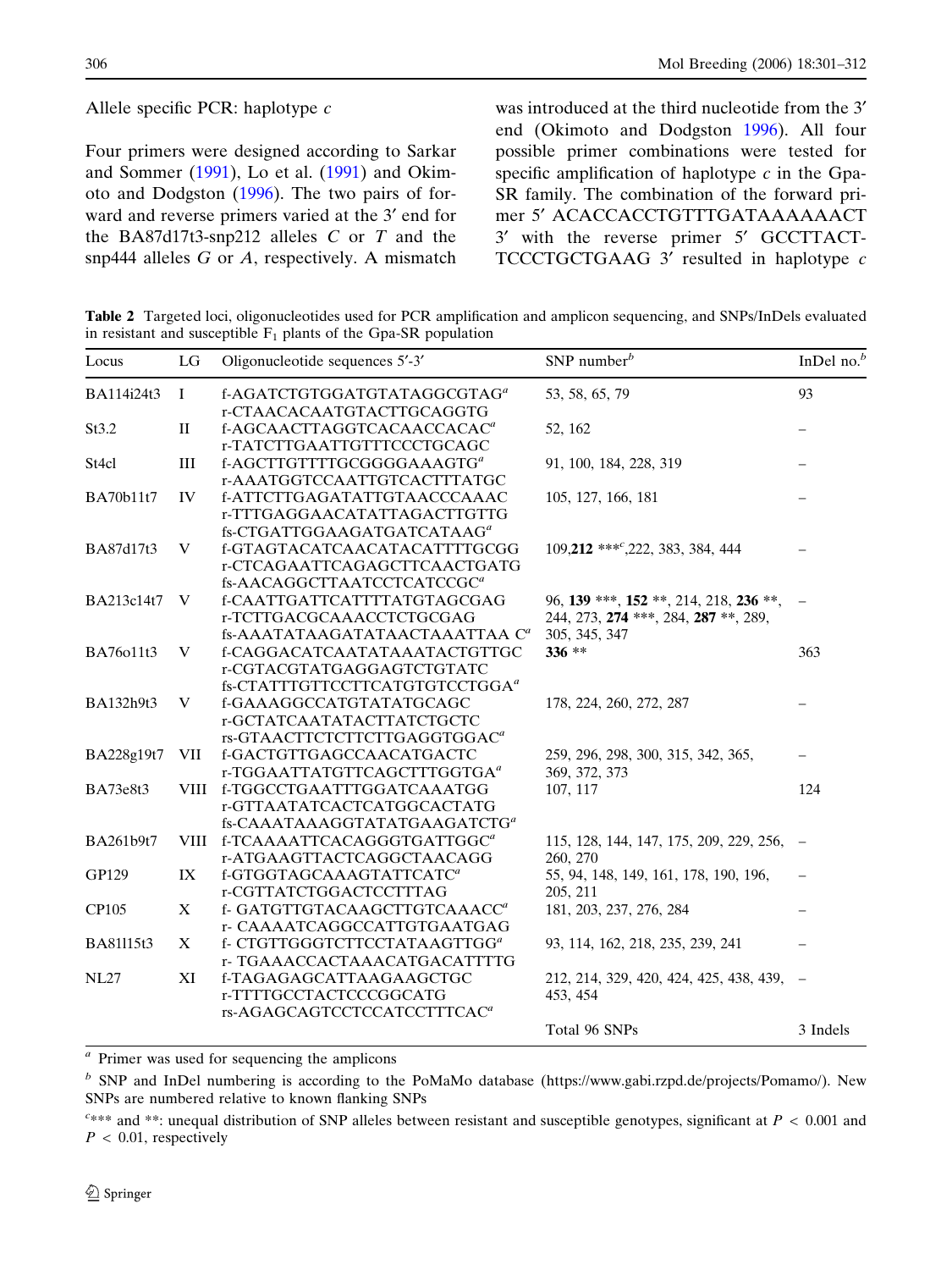## Allele specific PCR: haplotype *c*

Four primers were designed according to Sarkar and Sommer (1991), Lo et al. (1991) and Okimoto and Dodgston (1996). The two pairs of forward and reverse primers varied at the 3′ end for the BA87d17t3-snp212 alleles *C* or *T* and the snp444 alleles *G* or *A*, respectively. A mismatch was introduced at the third nucleotide from the 3′ end (Okimoto and Dodgston 1996). All four possible primer combinations were tested for specific amplification of haplotype *c* in the Gpa-SR family. The combination of the forward primer 5′ ACACCACCTGTTTGATAAAAAACT 3′ with the reverse primer 5′ GCCTTACTTCCCTGCTGAAG 3′ resulted in haplotype *c*

**Table 2** Targeted loci, oligonucleotides used for PCR amplification and amplicon sequencing, and SNPs/InDels evaluated in resistant and susceptible $F_1$ plants of the Gpa-SR population

| Locus | LG | Oligonucleotide sequences 5′-3′ | SNP number[b] | InDel no.[b] |
|---|---|---|---|---|
| BA114i24t3 | I | f-AGATCTGTGGATGTATAGGCGTAG[a]<br>r-CTAACACAATGTACTTGCAGGTG | 53, 58, 65, 79 | 93 |
| St3.2 | II | f-AGCAACTTAGGTCACAACCACAC[a]<br>r-TATCTTGAATTGTTTCCCTGCAGC | 52, 162 | – |
| St4cl | III | f-AGCTTGTTTTGCGGGGAAAGTG[a]<br>r-AAATGGTCCAATTGTCACTTTATGC | 91, 100, 184, 228, 319 | – |
| BA70b11t7 | IV | f-ATTCTTGAGATATTGTAACCCAAAC<br>r-TTTGAGGAACATATTAGACTTGTTG<br>fs-CTGATTGGAAGATGATCATAAG[a] | 105, 127, 166, 181 | – |
| BA87d17t3 | V | f-GTAGTACATCAACATACATTTTGCGG<br>r-CTCAGAATTCAGAGCTTCAACTGATG<br>fs-AACAGGCTTAATCCTCATCCGC[a] | 109,**212** ***[c],222, 383, 384, 444 | – |
| BA213c14t7 | V | f-CAATTGATTCATTTTATGTAGCGAG<br>r-TCTTGACGCAAACCTCTGCGAG<br>fs-AAATATAAGATATAACTAAATTAA C[a] | 96, **139** ***, **152** **, 214, 218, **236** **, 244, 273, **274** ***, 284, **287** **, 289, 305, 345, 347 | – |
| BA76o11t3 | V | f-CAGGACATCAATATAAATACTGTTGC<br>r-CGTACGTATGAGGAGTCTGTATC<br>fs-CTATTTGTTCCTTCATGTGTCCTGGA[a] | **336** ** | 363 |
| BA132h9t3 | V | f-GAAAGGCCATGTATATGCAGC<br>r-GCTATCAATATACTTATCTGCTC<br>rs-GTAACTTCTCTTCTTGAGGTGGAC[a] | 178, 224, 260, 272, 287 | – |
| BA228g19t7 | VII | f-GACTGTTGAGCCAACATGACTC<br>r-TGGAATTATGTTCAGCTTTGGTGA[a] | 259, 296, 298, 300, 315, 342, 365, 369, 372, 373 | – |
| BA73e8t3 | VIII | f-TGGCCTGAATTTGGATCAAATGG<br>r-GTTAATATCACTCATGGCACTATG<br>fs-CAAATAAAGGTATATGAAGATCTG[a] | 107, 117 | 124 |
| BA261b9t7 | VIII | f-TCAAAATTCACAGGGTGATTGGC[a]<br>r-ATGAAGTTACTCAGGCTAACAGG | 115, 128, 144, 147, 175, 209, 229, 256, 260, 270 | – |
| GP129 | IX | f-GTGGTAGCAAAGTATTCATC[a]<br>r-CGTTATCTGGACTCCTTTAG | 55, 94, 148, 149, 161, 178, 190, 196, 205, 211 | – |
| CP105 | X | f- GATGTTGTACAAGCTTGTCAAACC[a]<br>r- CAAAATCAGGCCATTGTGAATGAG | 181, 203, 237, 276, 284 | – |
| BA81l15t3 | X | f- CTGTTGGGTCTTCCTATAAGTTGG[a]<br>r- TGAAACCACTAAACATGACATTTTG | 93, 114, 162, 218, 235, 239, 241 | – |
| NL27 | XI | f-TAGAGAGCATTAAGAAGCTGC<br>r-TTTTGCCTACTCCCGGCATG<br>rs-AGAGCAGTCCTCCATCCTTTCAC[a] | 212, 214, 329, 420, 424, 425, 438, 439, 453, 454 | – |
| | | | Total 96 SNPs | 3 Indels |

[a] Primer was used for sequencing the amplicons

[b] SNP and InDel numbering is according to the PoMaMo database (https://www.gabi.rzpd.de/projects/Pomamo/). New SNPs are numbered relative to known flanking SNPs

[c] *** and **: unequal distribution of SNP alleles between resistant and susceptible genotypes, significant at $P < 0.001$ and $P < 0.01$, respectively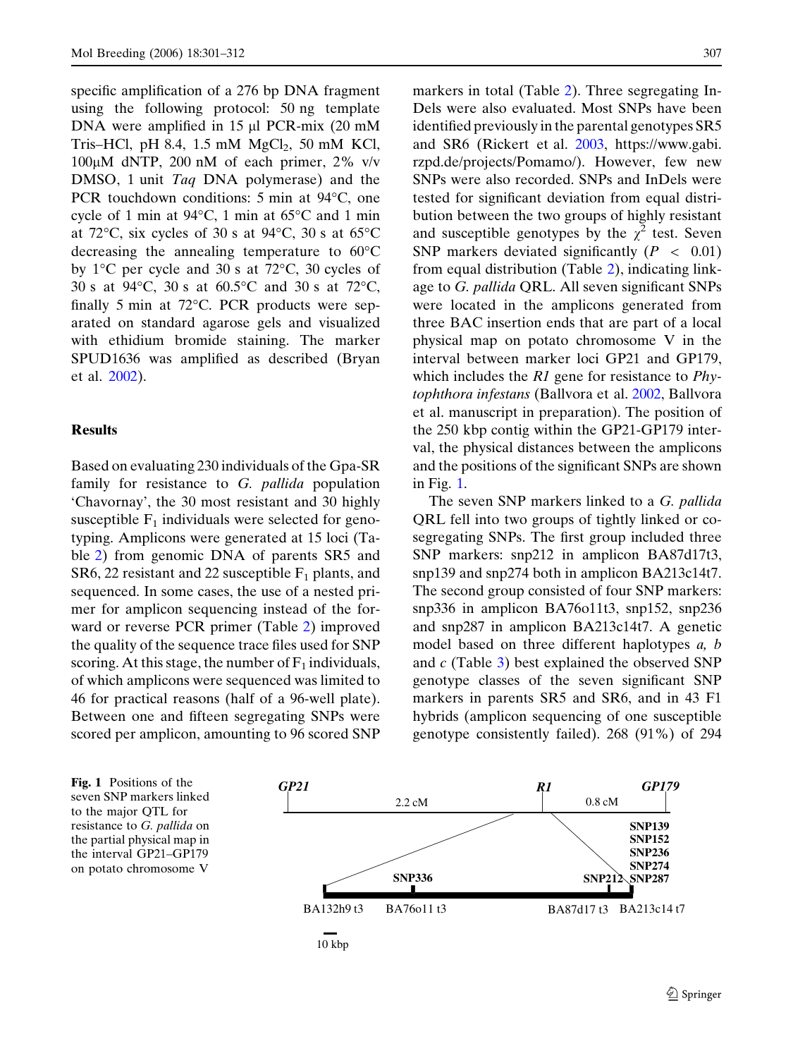specific amplification of a 276 bp DNA fragment using the following protocol: 50 ng template DNA were amplified in 15 μl PCR-mix (20 mM Tris–HCl, pH 8.4, 1.5 mM $MgCl_2$, 50 mM KCl, 100μM dNTP, 200 nM of each primer, 2% v/v DMSO, 1 unit *Taq* DNA polymerase) and the PCR touchdown conditions: 5 min at 94°C, one cycle of 1 min at 94°C, 1 min at 65°C and 1 min at 72°C, six cycles of 30 s at 94°C, 30 s at 65°C decreasing the annealing temperature to 60°C by 1°C per cycle and 30 s at 72°C, 30 cycles of 30 s at 94°C, 30 s at 60.5°C and 30 s at 72°C, finally 5 min at 72°C. PCR products were separated on standard agarose gels and visualized with ethidium bromide staining. The marker SPUD1636 was amplified as described (Bryan et al. 2002).

## Results

Based on evaluating 230 individuals of the Gpa-SR family for resistance to *G. pallida* population 'Chavornay', the 30 most resistant and 30 highly susceptible $F_1$ individuals were selected for genotyping. Amplicons were generated at 15 loci (Table 2) from genomic DNA of parents SR5 and SR6, 22 resistant and 22 susceptible $F_1$ plants, and sequenced. In some cases, the use of a nested primer for amplicon sequencing instead of the forward or reverse PCR primer (Table 2) improved the quality of the sequence trace files used for SNP scoring. At this stage, the number of $F_1$ individuals, of which amplicons were sequenced was limited to 46 for practical reasons (half of a 96-well plate). Between one and fifteen segregating SNPs were scored per amplicon, amounting to 96 scored SNP markers in total (Table 2). Three segregating InDels were also evaluated. Most SNPs have been identified previously in the parental genotypes SR5 and SR6 (Rickert et al. 2003, https://www.gabi.rzpd.de/projects/Pomamo/). However, few new SNPs were also recorded. SNPs and InDels were tested for significant deviation from equal distribution between the two groups of highly resistant and susceptible genotypes by the $\chi^2$ test. Seven SNP markers deviated significantly ($P < 0.01$) from equal distribution (Table 2), indicating linkage to *G. pallida* QRL. All seven significant SNPs were located in the amplicons generated from three BAC insertion ends that are part of a local physical map on potato chromosome V in the interval between marker loci GP21 and GP179, which includes the *R1* gene for resistance to *Phytophthora infestans* (Ballvora et al. 2002, Ballvora et al. manuscript in preparation). The position of the 250 kbp contig within the GP21-GP179 interval, the physical distances between the amplicons and the positions of the significant SNPs are shown in Fig. 1.

The seven SNP markers linked to a *G. pallida* QRL fell into two groups of tightly linked or co-segregating SNPs. The first group included three SNP markers: snp212 in amplicon BA87d17t3, snp139 and snp274 both in amplicon BA213c14t7. The second group consisted of four SNP markers: snp336 in amplicon BA76o11t3, snp152, snp236 and snp287 in amplicon BA213c14t7. A genetic model based on three different haplotypes *a, b* and *c* (Table 3) best explained the observed SNP genotype classes of the seven significant SNP markers in parents SR5 and SR6, and in 43 F1 hybrids (amplicon sequencing of one susceptible genotype consistently failed). 268 (91%) of 294

**Fig. 1** Positions of the seven SNP markers linked to the major QTL for resistance to *G. pallida* on the partial physical map in the interval GP21–GP179 on potato chromosome V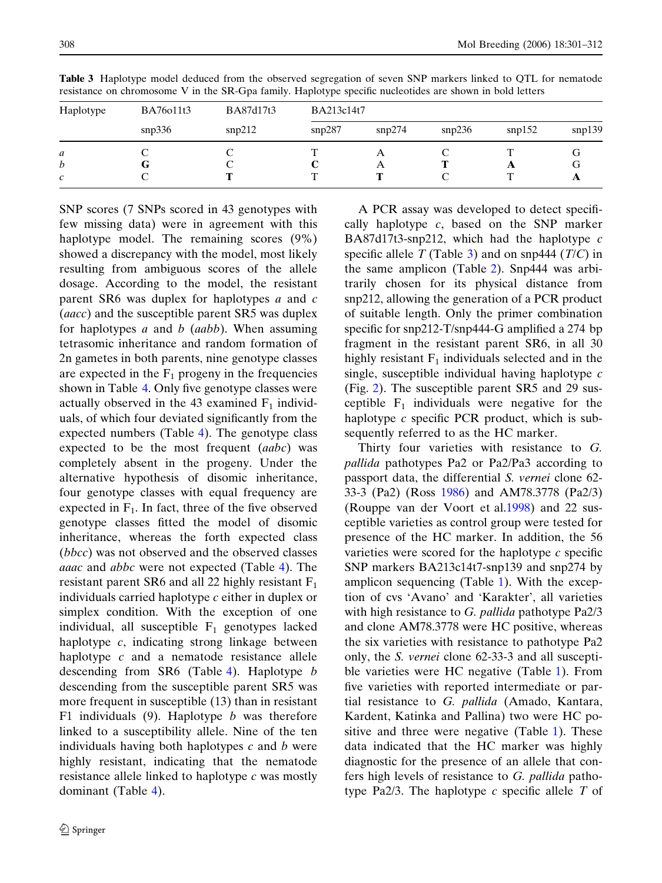**Table 3** Haplotype model deduced from the observed segregation of seven SNP markers linked to QTL for nematode resistance on chromosome V in the SR-Gpa family. Haplotype specific nucleotides are shown in bold letters

| Haplotype | BA76o11t3 | BA87d17t3 | BA213c14t7 | | | | |
|---|---|---|---|---|---|---|---|
| | snp336 | snp212 | snp287 | snp274 | snp236 | snp152 | snp139 |
| *a* | C | C | T | A | C | T | G |
| *b* | **G** | C | **C** | A | **T** | **A** | G |
| *c* | C | **T** | T | **T** | C | T | **A** |

SNP scores (7 SNPs scored in 43 genotypes with few missing data) were in agreement with this haplotype model. The remaining scores (9%) showed a discrepancy with the model, most likely resulting from ambiguous scores of the allele dosage. According to the model, the resistant parent SR6 was duplex for haplotypes *a* and *c* (*aacc*) and the susceptible parent SR5 was duplex for haplotypes *a* and *b* (*aabb*). When assuming tetrasomic inheritance and random formation of 2n gametes in both parents, nine genotype classes are expected in the $F_1$ progeny in the frequencies shown in Table 4. Only five genotype classes were actually observed in the 43 examined $F_1$ individuals, of which four deviated significantly from the expected numbers (Table 4). The genotype class expected to be the most frequent (*aabc*) was completely absent in the progeny. Under the alternative hypothesis of disomic inheritance, four genotype classes with equal frequency are expected in $F_1$. In fact, three of the five observed genotype classes fitted the model of disomic inheritance, whereas the forth expected class (*bbcc*) was not observed and the observed classes *aaac* and *abbc* were not expected (Table 4). The resistant parent SR6 and all 22 highly resistant $F_1$ individuals carried haplotype *c* either in duplex or simplex condition. With the exception of one individual, all susceptible $F_1$ genotypes lacked haplotype *c*, indicating strong linkage between haplotype *c* and a nematode resistance allele descending from SR6 (Table 4). Haplotype *b* descending from the susceptible parent SR5 was more frequent in susceptible (13) than in resistant F1 individuals (9). Haplotype *b* was therefore linked to a susceptibility allele. Nine of the ten individuals having both haplotypes *c* and *b* were highly resistant, indicating that the nematode resistance allele linked to haplotype *c* was mostly dominant (Table 4).

A PCR assay was developed to detect specifically haplotype *c*, based on the SNP marker BA87d17t3-snp212, which had the haplotype *c* specific allele *T* (Table 3) and on snp444 (*T*/*C*) in the same amplicon (Table 2). Snp444 was arbitrarily chosen for its physical distance from snp212, allowing the generation of a PCR product of suitable length. Only the primer combination specific for snp212-T/snp444-G amplified a 274 bp fragment in the resistant parent SR6, in all 30 highly resistant $F_1$ individuals selected and in the single, susceptible individual having haplotype *c* (Fig. 2). The susceptible parent SR5 and 29 susceptible $F_1$ individuals were negative for the haplotype *c* specific PCR product, which is subsequently referred to as the HC marker.

Thirty four varieties with resistance to *G. pallida* pathotypes Pa2 or Pa2/Pa3 according to passport data, the differential *S. vernei* clone 62-33-3 (Pa2) (Ross 1986) and AM78.3778 (Pa2/3) (Rouppe van der Voort et al.1998) and 22 susceptible varieties as control group were tested for presence of the HC marker. In addition, the 56 varieties were scored for the haplotype *c* specific SNP markers BA213c14t7-snp139 and snp274 by amplicon sequencing (Table 1). With the exception of cvs 'Avano' and 'Karakter', all varieties with high resistance to *G. pallida* pathotype Pa2/3 and clone AM78.3778 were HC positive, whereas the six varieties with resistance to pathotype Pa2 only, the *S. vernei* clone 62-33-3 and all susceptible varieties were HC negative (Table 1). From five varieties with reported intermediate or partial resistance to *G. pallida* (Amado, Kantara, Kardent, Katinka and Pallina) two were HC positive and three were negative (Table 1). These data indicated that the HC marker was highly diagnostic for the presence of an allele that confers high levels of resistance to *G. pallida* pathotype Pa2/3. The haplotype *c* specific allele *T* of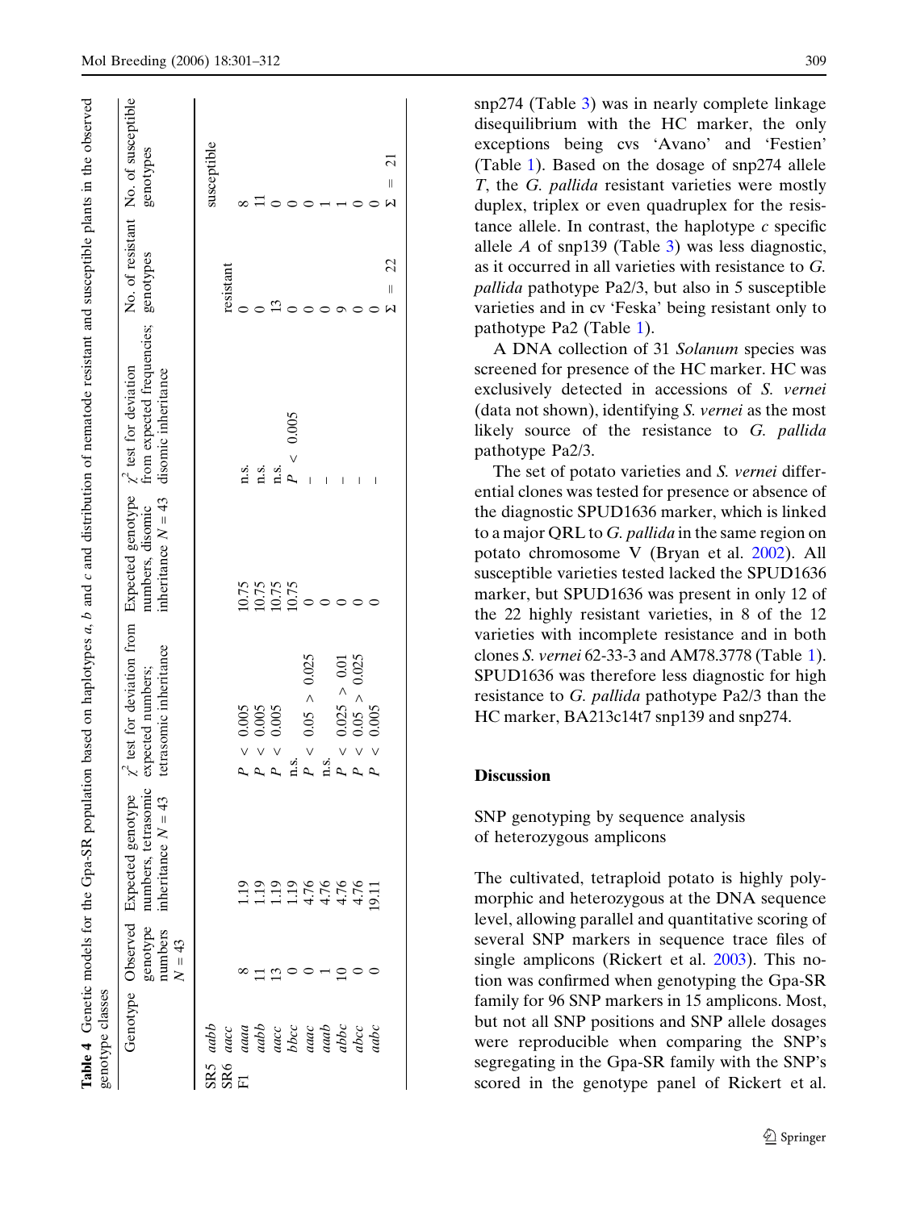**Table 4** Genetic models for the Gpa-SR population based on haplotypes *a*, *b* and *c* and distribution of nematode resistant and susceptible plants in the observed genotype classes

| | Genotype | Observed genotype numbers $N = 43$ | Expected genotype numbers, tetrasomic inheritance $N = 43$ | $\chi^2$ test for deviation from expected numbers; tetrasomic inheritance | Expected genotype numbers, disomic inheritance $N = 43$ | $\chi^2$ test for deviation from expected frequencies; disomic inheritance | No. of resistant genotypes | No. of susceptible genotypes |
|---|---|---|---|---|---|---|---|---|
| SR5 | *aabb* | | | | | | resistant | |
| SR6 | *aacc* | | | | | | | susceptible |
| F1 | *aaaa* | 8 | 1.19 | $P < 0.005$ | 10.75 | n.s. | 0 | 8 |
| | *aabb* | 11 | 1.19 | $P < 0.005$ | 10.75 | n.s. | 0 | 11 |
| | *aacc* | 13 | 1.19 | $P < 0.005$ | 10.75 | n.s. | 13 | 0 |
| | *bbcc* | 0 | 1.19 | n.s. | 10.75 | $P < 0.005$ | 0 | 0 |
| | *aaac* | 0 | 4.76 | $P < 0.05 > 0.025$ | 0 | – | 0 | 0 |
| | *aaab* | 1 | 4.76 | n.s. | 0 | – | 0 | 1 |
| | *abbc* | 10 | 4.76 | $P < 0.025 > 0.01$ | 0 | – | 9 | 1 |
| | *abcc* | 0 | 4.76 | $P < 0.05 > 0.025$ | 0 | – | 0 | 0 |
| | *aabc* | 0 | 19.11 | $P < 0.005$ | 0 | – | 0 | 0 |
| | | | | | | | $\Sigma = 22$ | $\Sigma = 21$ |

snp274 (Table 3) was in nearly complete linkage disequilibrium with the HC marker, the only exceptions being cvs 'Avano' and 'Festien' (Table 1). Based on the dosage of snp274 allele *T*, the *G. pallida* resistant varieties were mostly duplex, triplex or even quadruplex for the resistance allele. In contrast, the haplotype *c* specific allele *A* of snp139 (Table 3) was less diagnostic, as it occurred in all varieties with resistance to *G. pallida* pathotype Pa2/3, but also in 5 susceptible varieties and in cv 'Feska' being resistant only to pathotype Pa2 (Table 1).

A DNA collection of 31 *Solanum* species was screened for presence of the HC marker. HC was exclusively detected in accessions of *S. vernei* (data not shown), identifying *S. vernei* as the most likely source of the resistance to *G. pallida* pathotype Pa2/3.

The set of potato varieties and *S. vernei* differential clones was tested for presence or absence of the diagnostic SPUD1636 marker, which is linked to a major QRL to *G. pallida* in the same region on potato chromosome V (Bryan et al. 2002). All susceptible varieties tested lacked the SPUD1636 marker, but SPUD1636 was present in only 12 of the 22 highly resistant varieties, in 8 of the 12 varieties with incomplete resistance and in both clones *S. vernei* 62-33-3 and AM78.3778 (Table 1). SPUD1636 was therefore less diagnostic for high resistance to *G. pallida* pathotype Pa2/3 than the HC marker, BA213c14t7 snp139 and snp274.

## Discussion

### SNP genotyping by sequence analysis of heterozygous amplicons

The cultivated, tetraploid potato is highly polymorphic and heterozygous at the DNA sequence level, allowing parallel and quantitative scoring of several SNP markers in sequence trace files of single amplicons (Rickert et al. 2003). This notion was confirmed when genotyping the Gpa-SR family for 96 SNP markers in 15 amplicons. Most, but not all SNP positions and SNP allele dosages were reproducible when comparing the SNP's segregating in the Gpa-SR family with the SNP's scored in the genotype panel of Rickert et al.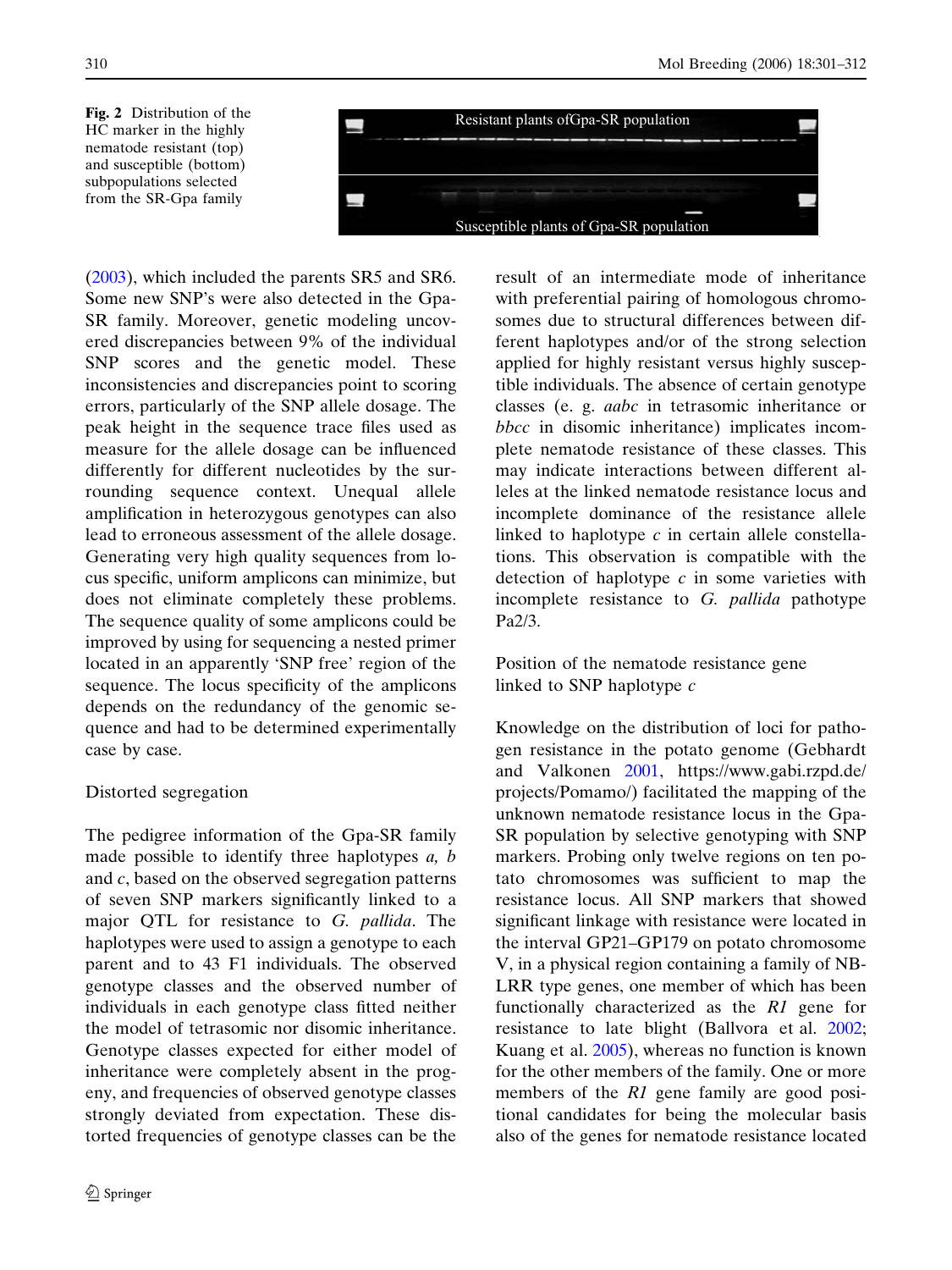Fig. 2 Distribution of the HC marker in the highly nematode resistant (top) and susceptible (bottom) subpopulations selected from the SR-Gpa family

Resistant plants ofGpa-SR population

Susceptible plants of Gpa-SR population

(2003), which included the parents SR5 and SR6. Some new SNP's were also detected in the Gpa-SR family. Moreover, genetic modeling uncovered discrepancies between 9% of the individual SNP scores and the genetic model. These inconsistencies and discrepancies point to scoring errors, particularly of the SNP allele dosage. The peak height in the sequence trace files used as measure for the allele dosage can be influenced differently for different nucleotides by the surrounding sequence context. Unequal allele amplification in heterozygous genotypes can also lead to erroneous assessment of the allele dosage. Generating very high quality sequences from locus specific, uniform amplicons can minimize, but does not eliminate completely these problems. The sequence quality of some amplicons could be improved by using for sequencing a nested primer located in an apparently 'SNP free' region of the sequence. The locus specificity of the amplicons depends on the redundancy of the genomic sequence and had to be determined experimentally case by case.

## Distorted segregation

The pedigree information of the Gpa-SR family made possible to identify three haplotypes *a, b* and *c*, based on the observed segregation patterns of seven SNP markers significantly linked to a major QTL for resistance to *G. pallida*. The haplotypes were used to assign a genotype to each parent and to 43 F1 individuals. The observed genotype classes and the observed number of individuals in each genotype class fitted neither the model of tetrasomic nor disomic inheritance. Genotype classes expected for either model of inheritance were completely absent in the progeny, and frequencies of observed genotype classes strongly deviated from expectation. These distorted frequencies of genotype classes can be the result of an intermediate mode of inheritance with preferential pairing of homologous chromosomes due to structural differences between different haplotypes and/or of the strong selection applied for highly resistant versus highly susceptible individuals. The absence of certain genotype classes (e. g. *aabc* in tetrasomic inheritance or *bbcc* in disomic inheritance) implicates incomplete nematode resistance of these classes. This may indicate interactions between different alleles at the linked nematode resistance locus and incomplete dominance of the resistance allele linked to haplotype *c* in certain allele constellations. This observation is compatible with the detection of haplotype *c* in some varieties with incomplete resistance to *G. pallida* pathotype Pa2/3.

## Position of the nematode resistance gene linked to SNP haplotype *c*

Knowledge on the distribution of loci for pathogen resistance in the potato genome (Gebhardt and Valkonen 2001, https://www.gabi.rzpd.de/projects/Pomamo/) facilitated the mapping of the unknown nematode resistance locus in the Gpa-SR population by selective genotyping with SNP markers. Probing only twelve regions on ten potato chromosomes was sufficient to map the resistance locus. All SNP markers that showed significant linkage with resistance were located in the interval GP21–GP179 on potato chromosome V, in a physical region containing a family of NB-LRR type genes, one member of which has been functionally characterized as the *R1* gene for resistance to late blight (Ballvora et al. 2002; Kuang et al. 2005), whereas no function is known for the other members of the family. One or more members of the *R1* gene family are good positional candidates for being the molecular basis also of the genes for nematode resistance located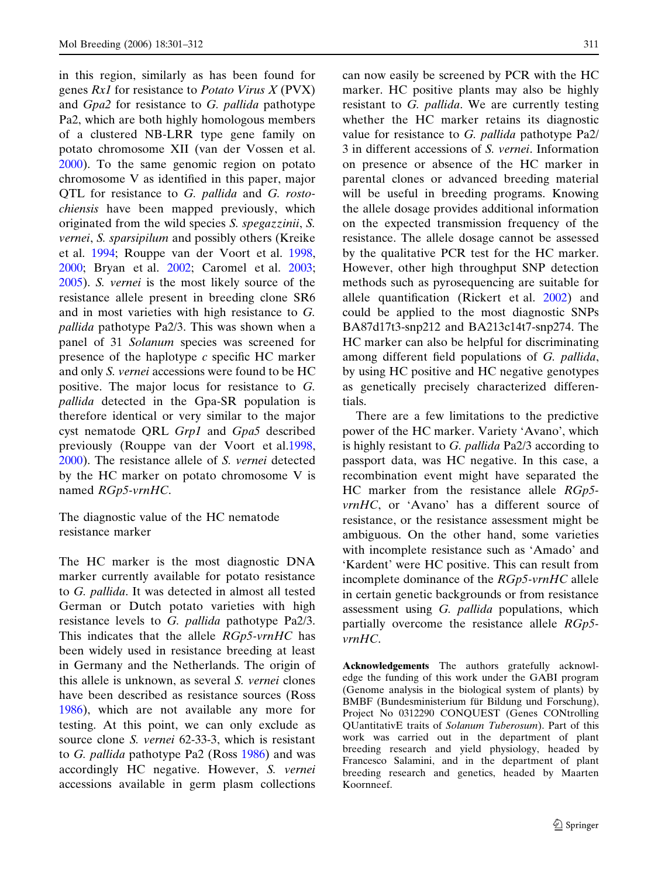in this region, similarly as has been found for genes *Rx1* for resistance to *Potato Virus X* (PVX) and *Gpa2* for resistance to *G. pallida* pathotype Pa2, which are both highly homologous members of a clustered NB-LRR type gene family on potato chromosome XII (van der Vossen et al. 2000). To the same genomic region on potato chromosome V as identified in this paper, major QTL for resistance to *G. pallida* and *G. rostochiensis* have been mapped previously, which originated from the wild species *S. spegazzinii*, *S. vernei*, *S. sparsipilum* and possibly others (Kreike et al. 1994; Rouppe van der Voort et al. 1998, 2000; Bryan et al. 2002; Caromel et al. 2003; 2005). *S. vernei* is the most likely source of the resistance allele present in breeding clone SR6 and in most varieties with high resistance to *G. pallida* pathotype Pa2/3. This was shown when a panel of 31 *Solanum* species was screened for presence of the haplotype *c* specific HC marker and only *S. vernei* accessions were found to be HC positive. The major locus for resistance to *G. pallida* detected in the Gpa-SR population is therefore identical or very similar to the major cyst nematode QRL *Grp1* and *Gpa5* described previously (Rouppe van der Voort et al.1998, 2000). The resistance allele of *S. vernei* detected by the HC marker on potato chromosome V is named *RGp5-vrnHC*.

## The diagnostic value of the HC nematode resistance marker

The HC marker is the most diagnostic DNA marker currently available for potato resistance to *G. pallida*. It was detected in almost all tested German or Dutch potato varieties with high resistance levels to *G. pallida* pathotype Pa2/3. This indicates that the allele *RGp5-vrnHC* has been widely used in resistance breeding at least in Germany and the Netherlands. The origin of this allele is unknown, as several *S. vernei* clones have been described as resistance sources (Ross 1986), which are not available any more for testing. At this point, we can only exclude as source clone *S. vernei* 62-33-3, which is resistant to *G. pallida* pathotype Pa2 (Ross 1986) and was accordingly HC negative. However, *S. vernei* accessions available in germ plasm collections can now easily be screened by PCR with the HC marker. HC positive plants may also be highly resistant to *G. pallida*. We are currently testing whether the HC marker retains its diagnostic value for resistance to *G. pallida* pathotype Pa2/3 in different accessions of *S. vernei*. Information on presence or absence of the HC marker in parental clones or advanced breeding material will be useful in breeding programs. Knowing the allele dosage provides additional information on the expected transmission frequency of the resistance. The allele dosage cannot be assessed by the qualitative PCR test for the HC marker. However, other high throughput SNP detection methods such as pyrosequencing are suitable for allele quantification (Rickert et al. 2002) and could be applied to the most diagnostic SNPs BA87d17t3-snp212 and BA213c14t7-snp274. The HC marker can also be helpful for discriminating among different field populations of *G. pallida*, by using HC positive and HC negative genotypes as genetically precisely characterized differentials.

There are a few limitations to the predictive power of the HC marker. Variety 'Avano', which is highly resistant to *G. pallida* Pa2/3 according to passport data, was HC negative. In this case, a recombination event might have separated the HC marker from the resistance allele *RGp5-vrnHC*, or 'Avano' has a different source of resistance, or the resistance assessment might be ambiguous. On the other hand, some varieties with incomplete resistance such as 'Amado' and 'Kardent' were HC positive. This can result from incomplete dominance of the *RGp5-vrnHC* allele in certain genetic backgrounds or from resistance assessment using *G. pallida* populations, which partially overcome the resistance allele *RGp5-vrnHC*.

**Acknowledgements** The authors gratefully acknowledge the funding of this work under the GABI program (Genome analysis in the biological system of plants) by BMBF (Bundesministerium für Bildung und Forschung), Project No 0312290 CONQUEST (Genes CONtrolling QUantitativE traits of *Solanum Tuberosum*). Part of this work was carried out in the department of plant breeding research and yield physiology, headed by Francesco Salamini, and in the department of plant breeding research and genetics, headed by Maarten Koornneef.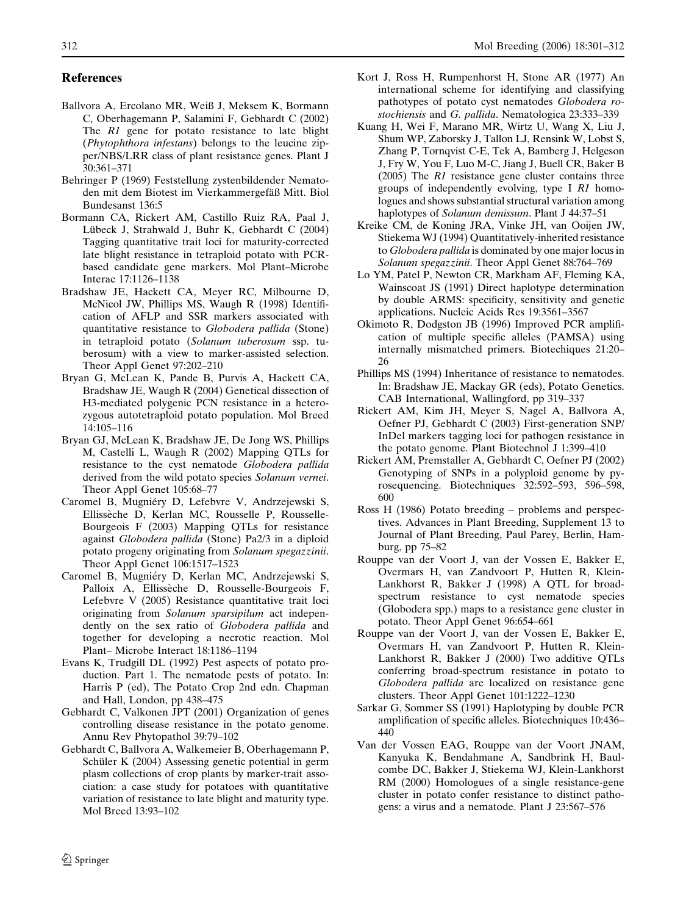## References

Ballvora A, Ercolano MR, Weiß J, Meksem K, Bormann C, Oberhagemann P, Salamini F, Gebhardt C (2002) The *R1* gene for potato resistance to late blight (*Phytophthora infestans*) belongs to the leucine zipper/NBS/LRR class of plant resistance genes. Plant J 30:361–371

Behringer P (1969) Feststellung zystenbildender Nematoden mit dem Biotest im Vierkammergefäß Mitt. Biol Bundesanst 136:5

Bormann CA, Rickert AM, Castillo Ruiz RA, Paal J, Lübeck J, Strahwald J, Buhr K, Gebhardt C (2004) Tagging quantitative trait loci for maturity-corrected late blight resistance in tetraploid potato with PCR-based candidate gene markers. Mol Plant–Microbe Interac 17:1126–1138

Bradshaw JE, Hackett CA, Meyer RC, Milbourne D, McNicol JW, Phillips MS, Waugh R (1998) Identification of AFLP and SSR markers associated with quantitative resistance to *Globodera pallida* (Stone) in tetraploid potato (*Solanum tuberosum* ssp. tuberosum) with a view to marker-assisted selection. Theor Appl Genet 97:202–210

Bryan G, McLean K, Pande B, Purvis A, Hackett CA, Bradshaw JE, Waugh R (2004) Genetical dissection of H3-mediated polygenic PCN resistance in a heterozygous autotetraploid potato population. Mol Breed 14:105–116

Bryan GJ, McLean K, Bradshaw JE, De Jong WS, Phillips M, Castelli L, Waugh R (2002) Mapping QTLs for resistance to the cyst nematode *Globodera pallida* derived from the wild potato species *Solanum vernei*. Theor Appl Genet 105:68–77

Caromel B, Mugniéry D, Lefebvre V, Andrzejewski S, Ellissèche D, Kerlan MC, Rousselle P, Rousselle-Bourgeois F (2003) Mapping QTLs for resistance against *Globodera pallida* (Stone) Pa2/3 in a diploid potato progeny originating from *Solanum spegazzinii*. Theor Appl Genet 106:1517–1523

Caromel B, Mugniéry D, Kerlan MC, Andrzejewski S, Palloix A, Ellissèche D, Rousselle-Bourgeois F, Lefebvre V (2005) Resistance quantitative trait loci originating from *Solanum sparsipilum* act independently on the sex ratio of *Globodera pallida* and together for developing a necrotic reaction. Mol Plant– Microbe Interact 18:1186–1194

Evans K, Trudgill DL (1992) Pest aspects of potato production. Part 1. The nematode pests of potato. In: Harris P (ed), The Potato Crop 2nd edn. Chapman and Hall, London, pp 438–475

Gebhardt C, Valkonen JPT (2001) Organization of genes controlling disease resistance in the potato genome. Annu Rev Phytopathol 39:79–102

Gebhardt C, Ballvora A, Walkemeier B, Oberhagemann P, Schüler K (2004) Assessing genetic potential in germ plasm collections of crop plants by marker-trait association: a case study for potatoes with quantitative variation of resistance to late blight and maturity type. Mol Breed 13:93–102

Kort J, Ross H, Rumpenhorst H, Stone AR (1977) An international scheme for identifying and classifying pathotypes of potato cyst nematodes *Globodera rostochiensis* and *G. pallida*. Nematologica 23:333–339

Kuang H, Wei F, Marano MR, Wirtz U, Wang X, Liu J, Shum WP, Zaborsky J, Tallon LJ, Rensink W, Lobst S, Zhang P, Tornqvist C-E, Tek A, Bamberg J, Helgeson J, Fry W, You F, Luo M-C, Jiang J, Buell CR, Baker B (2005) The *R1* resistance gene cluster contains three groups of independently evolving, type I *R1* homologues and shows substantial structural variation among haplotypes of *Solanum demissum*. Plant J 44:37–51

Kreike CM, de Koning JRA, Vinke JH, van Ooijen JW, Stiekema WJ (1994) Quantitatively-inherited resistance to *Globodera pallida* is dominated by one major locus in *Solanum spegazzinii*. Theor Appl Genet 88:764–769

Lo YM, Patel P, Newton CR, Markham AF, Fleming KA, Wainscoat JS (1991) Direct haplotype determination by double ARMS: specificity, sensitivity and genetic applications. Nucleic Acids Res 19:3561–3567

Okimoto R, Dodgston JB (1996) Improved PCR amplification of multiple specific alleles (PAMSA) using internally mismatched primers. Biotechiques 21:20–26

Phillips MS (1994) Inheritance of resistance to nematodes. In: Bradshaw JE, Mackay GR (eds), Potato Genetics. CAB International, Wallingford, pp 319–337

Rickert AM, Kim JH, Meyer S, Nagel A, Ballvora A, Oefner PJ, Gebhardt C (2003) First-generation SNP/InDel markers tagging loci for pathogen resistance in the potato genome. Plant Biotechnol J 1:399–410

Rickert AM, Premstaller A, Gebhardt C, Oefner PJ (2002) Genotyping of SNPs in a polyploid genome by pyrosequencing. Biotechniques 32:592–593, 596–598, 600

Ross H (1986) Potato breeding – problems and perspectives. Advances in Plant Breeding, Supplement 13 to Journal of Plant Breeding, Paul Parey, Berlin, Hamburg, pp 75–82

Rouppe van der Voort J, van der Vossen E, Bakker E, Overmars H, van Zandvoort P, Hutten R, Klein-Lankhorst R, Bakker J (1998) A QTL for broad-spectrum resistance to cyst nematode species (Globodera spp.) maps to a resistance gene cluster in potato. Theor Appl Genet 96:654–661

Rouppe van der Voort J, van der Vossen E, Bakker E, Overmars H, van Zandvoort P, Hutten R, Klein-Lankhorst R, Bakker J (2000) Two additive QTLs conferring broad-spectrum resistance in potato to *Globodera pallida* are localized on resistance gene clusters. Theor Appl Genet 101:1222–1230

Sarkar G, Sommer SS (1991) Haplotyping by double PCR amplification of specific alleles. Biotechniques 10:436–440

Van der Vossen EAG, Rouppe van der Voort JNAM, Kanyuka K, Bendahmane A, Sandbrink H, Baulcombe DC, Bakker J, Stiekema WJ, Klein-Lankhorst RM (2000) Homologues of a single resistance-gene cluster in potato confer resistance to distinct pathogens: a virus and a nematode. Plant J 23:567–576